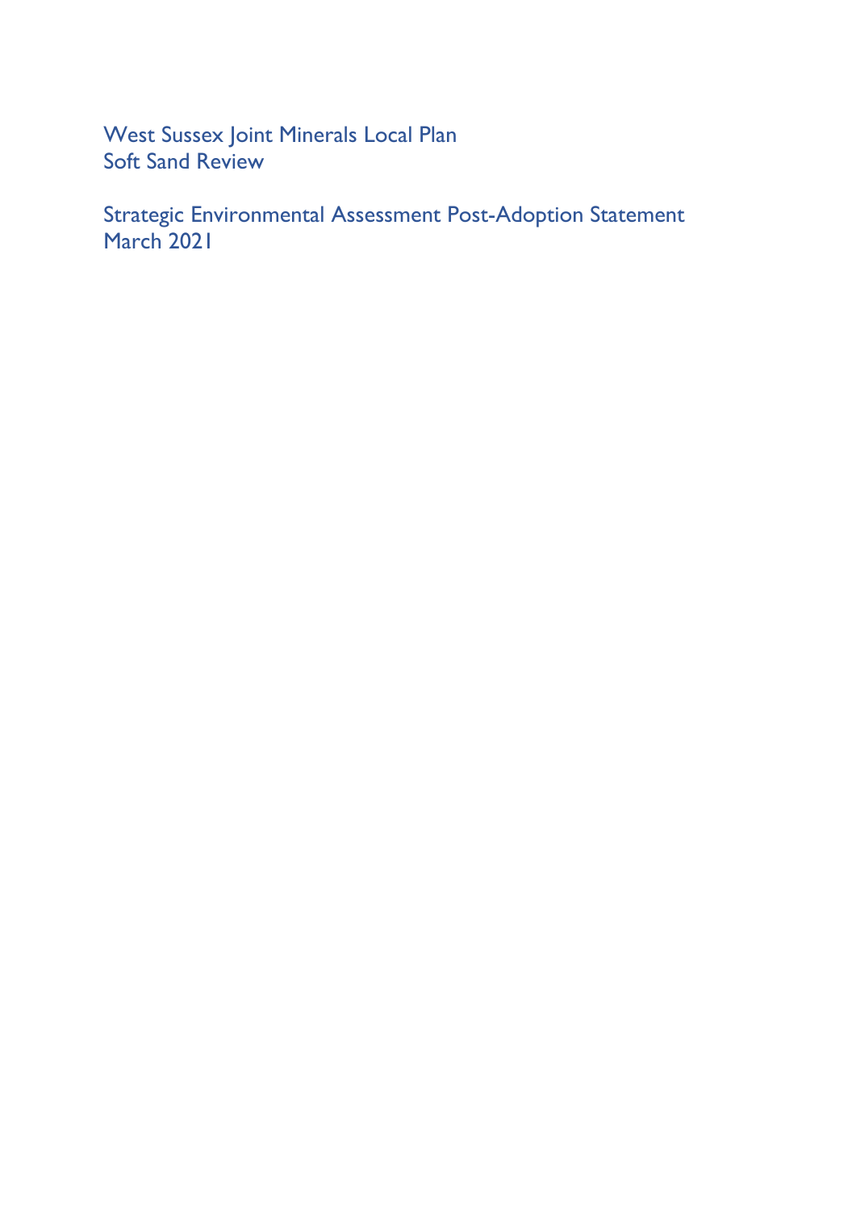# West Sussex Joint Minerals Local Plan
## Soft Sand Review

## Strategic Environmental Assessment Post-Adoption Statement
March 2021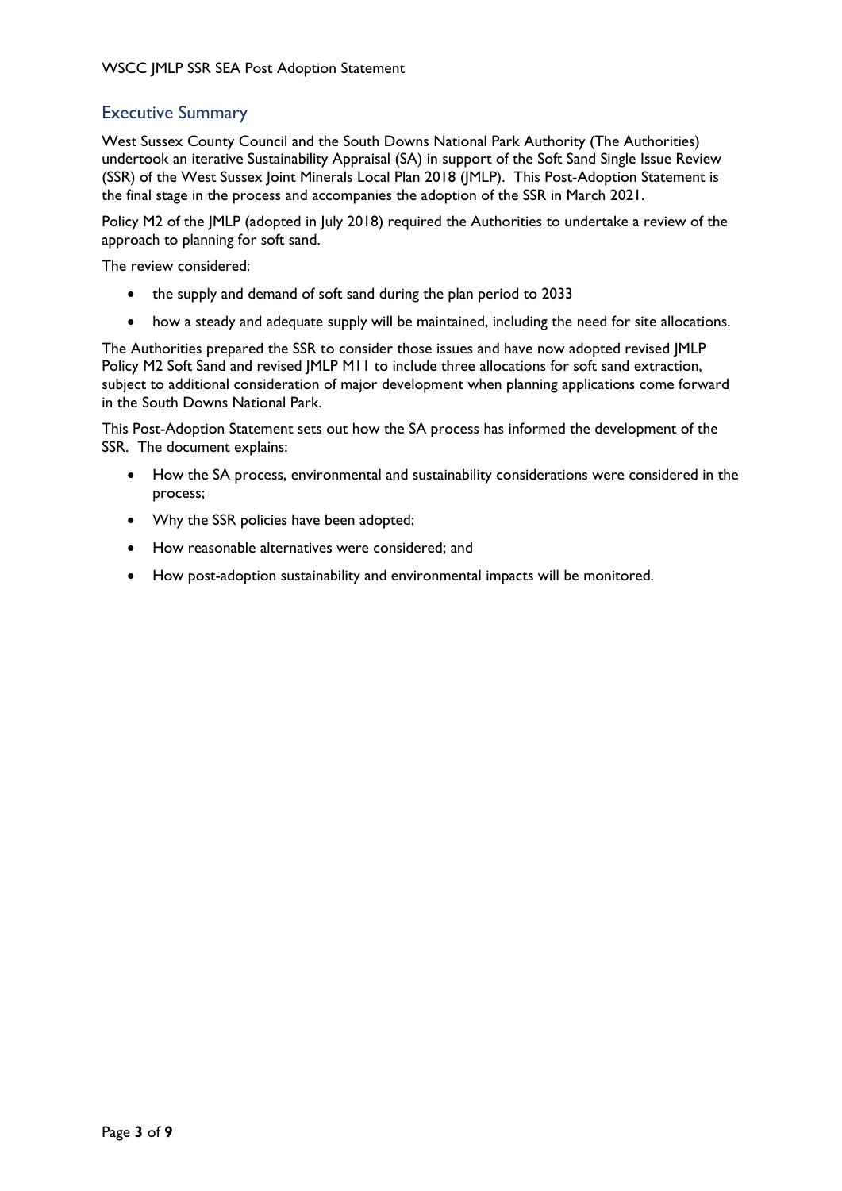## Executive Summary

West Sussex County Council and the South Downs National Park Authority (The Authorities) undertook an iterative Sustainability Appraisal (SA) in support of the Soft Sand Single Issue Review (SSR) of the West Sussex Joint Minerals Local Plan 2018 (JMLP). This Post-Adoption Statement is the final stage in the process and accompanies the adoption of the SSR in March 2021.

Policy M2 of the JMLP (adopted in July 2018) required the Authorities to undertake a review of the approach to planning for soft sand.

The review considered:

- the supply and demand of soft sand during the plan period to 2033
- how a steady and adequate supply will be maintained, including the need for site allocations.

The Authorities prepared the SSR to consider those issues and have now adopted revised JMLP Policy M2 Soft Sand and revised JMLP M11 to include three allocations for soft sand extraction, subject to additional consideration of major development when planning applications come forward in the South Downs National Park.

This Post-Adoption Statement sets out how the SA process has informed the development of the SSR. The document explains:

- How the SA process, environmental and sustainability considerations were considered in the process;
- Why the SSR policies have been adopted;
- How reasonable alternatives were considered; and
- How post-adoption sustainability and environmental impacts will be monitored.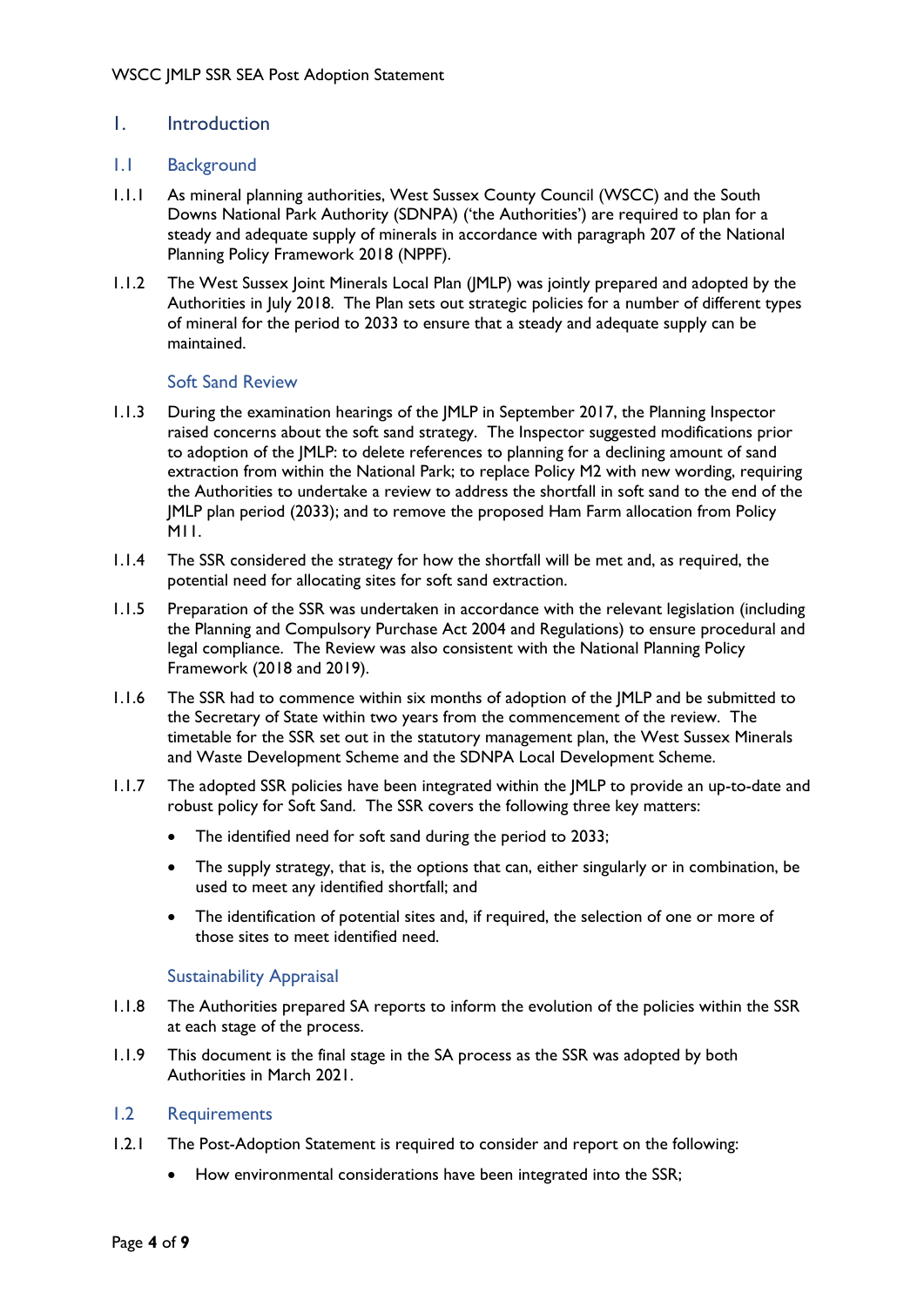# 1. Introduction

## 1.1 Background

1.1.1 As mineral planning authorities, West Sussex County Council (WSCC) and the South Downs National Park Authority (SDNPA) ('the Authorities') are required to plan for a steady and adequate supply of minerals in accordance with paragraph 207 of the National Planning Policy Framework 2018 (NPPF).

1.1.2 The West Sussex Joint Minerals Local Plan (JMLP) was jointly prepared and adopted by the Authorities in July 2018. The Plan sets out strategic policies for a number of different types of mineral for the period to 2033 to ensure that a steady and adequate supply can be maintained.

### Soft Sand Review

1.1.3 During the examination hearings of the JMLP in September 2017, the Planning Inspector raised concerns about the soft sand strategy. The Inspector suggested modifications prior to adoption of the JMLP: to delete references to planning for a declining amount of sand extraction from within the National Park; to replace Policy M2 with new wording, requiring the Authorities to undertake a review to address the shortfall in soft sand to the end of the JMLP plan period (2033); and to remove the proposed Ham Farm allocation from Policy M11.

1.1.4 The SSR considered the strategy for how the shortfall will be met and, as required, the potential need for allocating sites for soft sand extraction.

1.1.5 Preparation of the SSR was undertaken in accordance with the relevant legislation (including the Planning and Compulsory Purchase Act 2004 and Regulations) to ensure procedural and legal compliance. The Review was also consistent with the National Planning Policy Framework (2018 and 2019).

1.1.6 The SSR had to commence within six months of adoption of the JMLP and be submitted to the Secretary of State within two years from the commencement of the review. The timetable for the SSR set out in the statutory management plan, the West Sussex Minerals and Waste Development Scheme and the SDNPA Local Development Scheme.

1.1.7 The adopted SSR policies have been integrated within the JMLP to provide an up-to-date and robust policy for Soft Sand. The SSR covers the following three key matters:

- The identified need for soft sand during the period to 2033;
- The supply strategy, that is, the options that can, either singularly or in combination, be used to meet any identified shortfall; and
- The identification of potential sites and, if required, the selection of one or more of those sites to meet identified need.

### Sustainability Appraisal

1.1.8 The Authorities prepared SA reports to inform the evolution of the policies within the SSR at each stage of the process.

1.1.9 This document is the final stage in the SA process as the SSR was adopted by both Authorities in March 2021.

## 1.2 Requirements

1.2.1 The Post-Adoption Statement is required to consider and report on the following:

- How environmental considerations have been integrated into the SSR;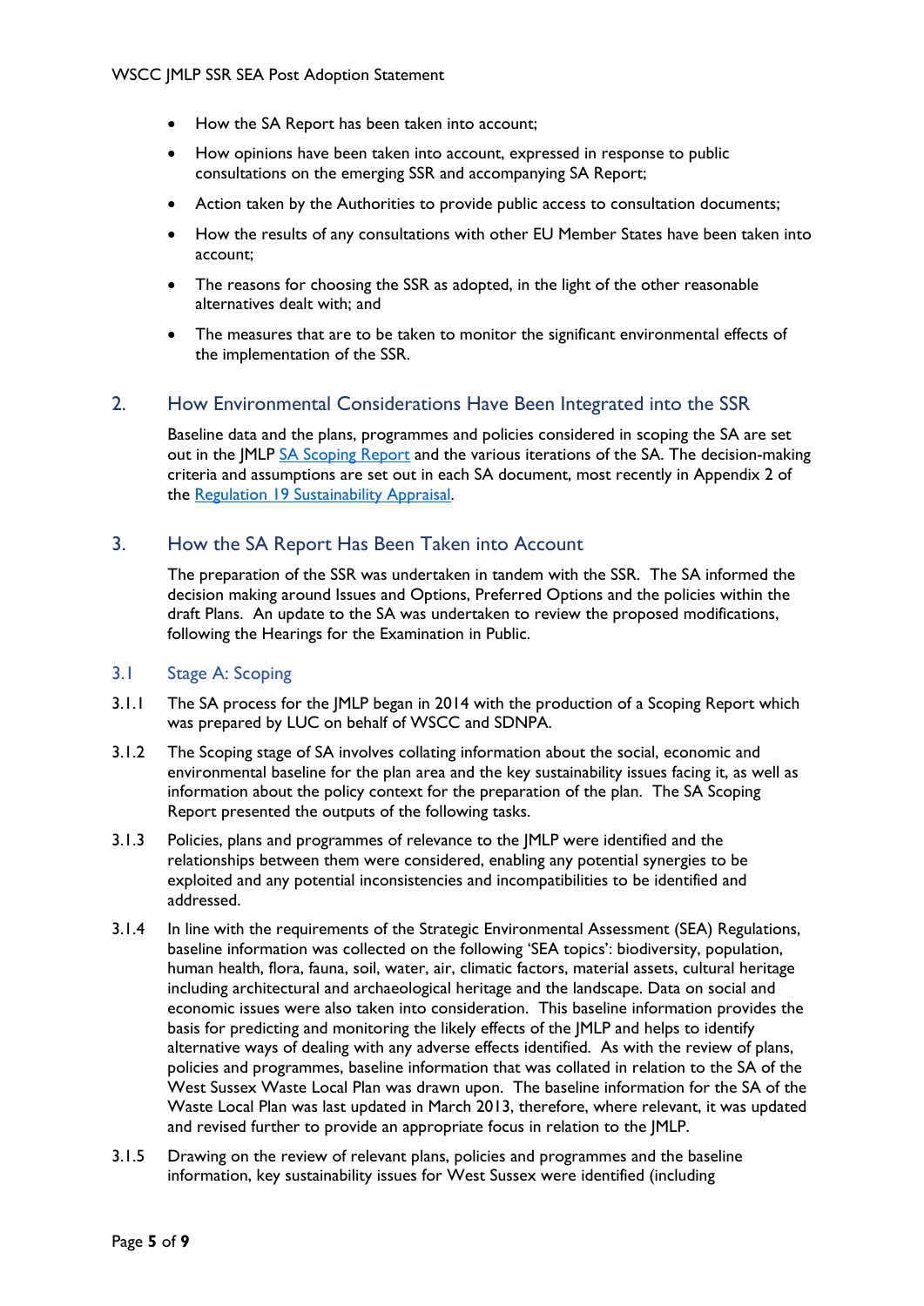- How the SA Report has been taken into account;
- How opinions have been taken into account, expressed in response to public consultations on the emerging SSR and accompanying SA Report;
- Action taken by the Authorities to provide public access to consultation documents;
- How the results of any consultations with other EU Member States have been taken into account;
- The reasons for choosing the SSR as adopted, in the light of the other reasonable alternatives dealt with; and
- The measures that are to be taken to monitor the significant environmental effects of the implementation of the SSR.

## 2. How Environmental Considerations Have Been Integrated into the SSR

Baseline data and the plans, programmes and policies considered in scoping the SA are set out in the JMLP SA Scoping Report and the various iterations of the SA. The decision-making criteria and assumptions are set out in each SA document, most recently in Appendix 2 of the Regulation 19 Sustainability Appraisal.

## 3. How the SA Report Has Been Taken into Account

The preparation of the SSR was undertaken in tandem with the SSR. The SA informed the decision making around Issues and Options, Preferred Options and the policies within the draft Plans. An update to the SA was undertaken to review the proposed modifications, following the Hearings for the Examination in Public.

### 3.1 Stage A: Scoping

3.1.1 The SA process for the JMLP began in 2014 with the production of a Scoping Report which was prepared by LUC on behalf of WSCC and SDNPA.

3.1.2 The Scoping stage of SA involves collating information about the social, economic and environmental baseline for the plan area and the key sustainability issues facing it, as well as information about the policy context for the preparation of the plan. The SA Scoping Report presented the outputs of the following tasks.

3.1.3 Policies, plans and programmes of relevance to the JMLP were identified and the relationships between them were considered, enabling any potential synergies to be exploited and any potential inconsistencies and incompatibilities to be identified and addressed.

3.1.4 In line with the requirements of the Strategic Environmental Assessment (SEA) Regulations, baseline information was collected on the following 'SEA topics': biodiversity, population, human health, flora, fauna, soil, water, air, climatic factors, material assets, cultural heritage including architectural and archaeological heritage and the landscape. Data on social and economic issues were also taken into consideration. This baseline information provides the basis for predicting and monitoring the likely effects of the JMLP and helps to identify alternative ways of dealing with any adverse effects identified. As with the review of plans, policies and programmes, baseline information that was collated in relation to the SA of the West Sussex Waste Local Plan was drawn upon. The baseline information for the SA of the Waste Local Plan was last updated in March 2013, therefore, where relevant, it was updated and revised further to provide an appropriate focus in relation to the JMLP.

3.1.5 Drawing on the review of relevant plans, policies and programmes and the baseline information, key sustainability issues for West Sussex were identified (including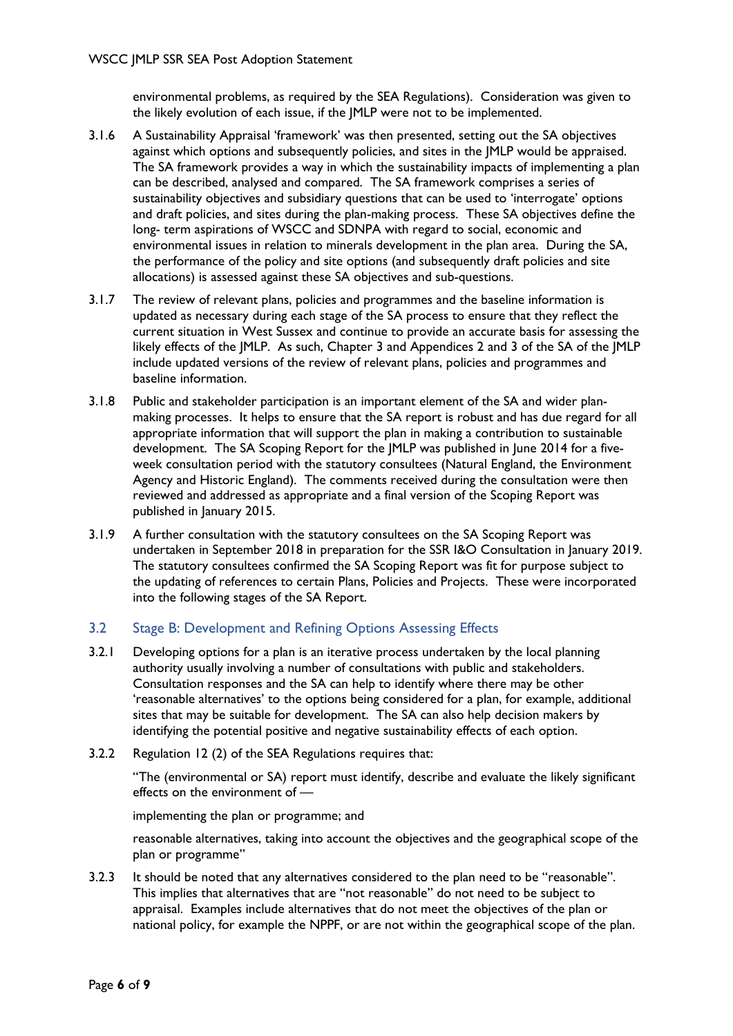environmental problems, as required by the SEA Regulations). Consideration was given to the likely evolution of each issue, if the JMLP were not to be implemented.

3.1.6 A Sustainability Appraisal 'framework' was then presented, setting out the SA objectives against which options and subsequently policies, and sites in the JMLP would be appraised. The SA framework provides a way in which the sustainability impacts of implementing a plan can be described, analysed and compared. The SA framework comprises a series of sustainability objectives and subsidiary questions that can be used to 'interrogate' options and draft policies, and sites during the plan-making process. These SA objectives define the long- term aspirations of WSCC and SDNPA with regard to social, economic and environmental issues in relation to minerals development in the plan area. During the SA, the performance of the policy and site options (and subsequently draft policies and site allocations) is assessed against these SA objectives and sub-questions.

3.1.7 The review of relevant plans, policies and programmes and the baseline information is updated as necessary during each stage of the SA process to ensure that they reflect the current situation in West Sussex and continue to provide an accurate basis for assessing the likely effects of the JMLP. As such, Chapter 3 and Appendices 2 and 3 of the SA of the JMLP include updated versions of the review of relevant plans, policies and programmes and baseline information.

3.1.8 Public and stakeholder participation is an important element of the SA and wider plan-making processes. It helps to ensure that the SA report is robust and has due regard for all appropriate information that will support the plan in making a contribution to sustainable development. The SA Scoping Report for the JMLP was published in June 2014 for a five-week consultation period with the statutory consultees (Natural England, the Environment Agency and Historic England). The comments received during the consultation were then reviewed and addressed as appropriate and a final version of the Scoping Report was published in January 2015.

3.1.9 A further consultation with the statutory consultees on the SA Scoping Report was undertaken in September 2018 in preparation for the SSR I&O Consultation in January 2019. The statutory consultees confirmed the SA Scoping Report was fit for purpose subject to the updating of references to certain Plans, Policies and Projects. These were incorporated into the following stages of the SA Report.

## 3.2 Stage B: Development and Refining Options Assessing Effects

3.2.1 Developing options for a plan is an iterative process undertaken by the local planning authority usually involving a number of consultations with public and stakeholders. Consultation responses and the SA can help to identify where there may be other 'reasonable alternatives' to the options being considered for a plan, for example, additional sites that may be suitable for development. The SA can also help decision makers by identifying the potential positive and negative sustainability effects of each option.

3.2.2 Regulation 12 (2) of the SEA Regulations requires that:

"The (environmental or SA) report must identify, describe and evaluate the likely significant effects on the environment of —

implementing the plan or programme; and

reasonable alternatives, taking into account the objectives and the geographical scope of the plan or programme"

3.2.3 It should be noted that any alternatives considered to the plan need to be "reasonable". This implies that alternatives that are "not reasonable" do not need to be subject to appraisal. Examples include alternatives that do not meet the objectives of the plan or national policy, for example the NPPF, or are not within the geographical scope of the plan.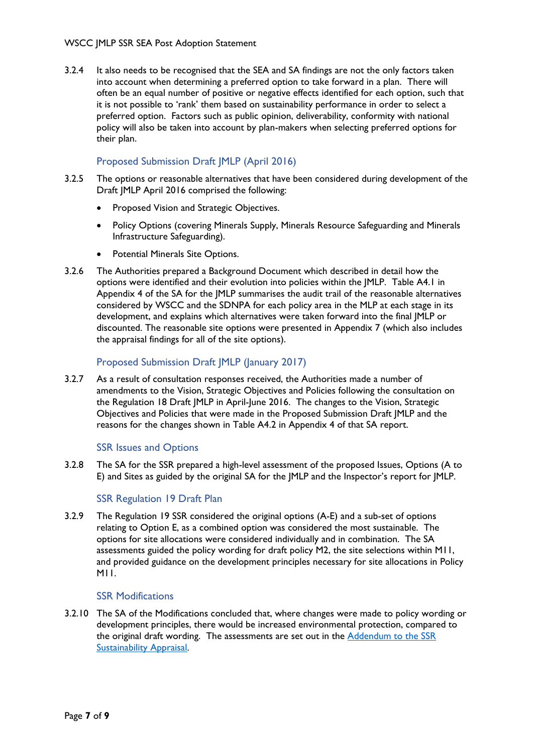3.2.4 It also needs to be recognised that the SEA and SA findings are not the only factors taken into account when determining a preferred option to take forward in a plan. There will often be an equal number of positive or negative effects identified for each option, such that it is not possible to 'rank' them based on sustainability performance in order to select a preferred option. Factors such as public opinion, deliverability, conformity with national policy will also be taken into account by plan-makers when selecting preferred options for their plan.

### Proposed Submission Draft JMLP (April 2016)

3.2.5 The options or reasonable alternatives that have been considered during development of the Draft JMLP April 2016 comprised the following:

- Proposed Vision and Strategic Objectives.
- Policy Options (covering Minerals Supply, Minerals Resource Safeguarding and Minerals Infrastructure Safeguarding).
- Potential Minerals Site Options.

3.2.6 The Authorities prepared a Background Document which described in detail how the options were identified and their evolution into policies within the JMLP. Table A4.1 in Appendix 4 of the SA for the JMLP summarises the audit trail of the reasonable alternatives considered by WSCC and the SDNPA for each policy area in the MLP at each stage in its development, and explains which alternatives were taken forward into the final JMLP or discounted. The reasonable site options were presented in Appendix 7 (which also includes the appraisal findings for all of the site options).

### Proposed Submission Draft JMLP (January 2017)

3.2.7 As a result of consultation responses received, the Authorities made a number of amendments to the Vision, Strategic Objectives and Policies following the consultation on the Regulation 18 Draft JMLP in April-June 2016. The changes to the Vision, Strategic Objectives and Policies that were made in the Proposed Submission Draft JMLP and the reasons for the changes shown in Table A4.2 in Appendix 4 of that SA report.

### SSR Issues and Options

3.2.8 The SA for the SSR prepared a high-level assessment of the proposed Issues, Options (A to E) and Sites as guided by the original SA for the JMLP and the Inspector's report for JMLP.

### SSR Regulation 19 Draft Plan

3.2.9 The Regulation 19 SSR considered the original options (A-E) and a sub-set of options relating to Option E, as a combined option was considered the most sustainable. The options for site allocations were considered individually and in combination. The SA assessments guided the policy wording for draft policy M2, the site selections within M11, and provided guidance on the development principles necessary for site allocations in Policy M11.

### SSR Modifications

3.2.10 The SA of the Modifications concluded that, where changes were made to policy wording or development principles, there would be increased environmental protection, compared to the original draft wording. The assessments are set out in the Addendum to the SSR Sustainability Appraisal.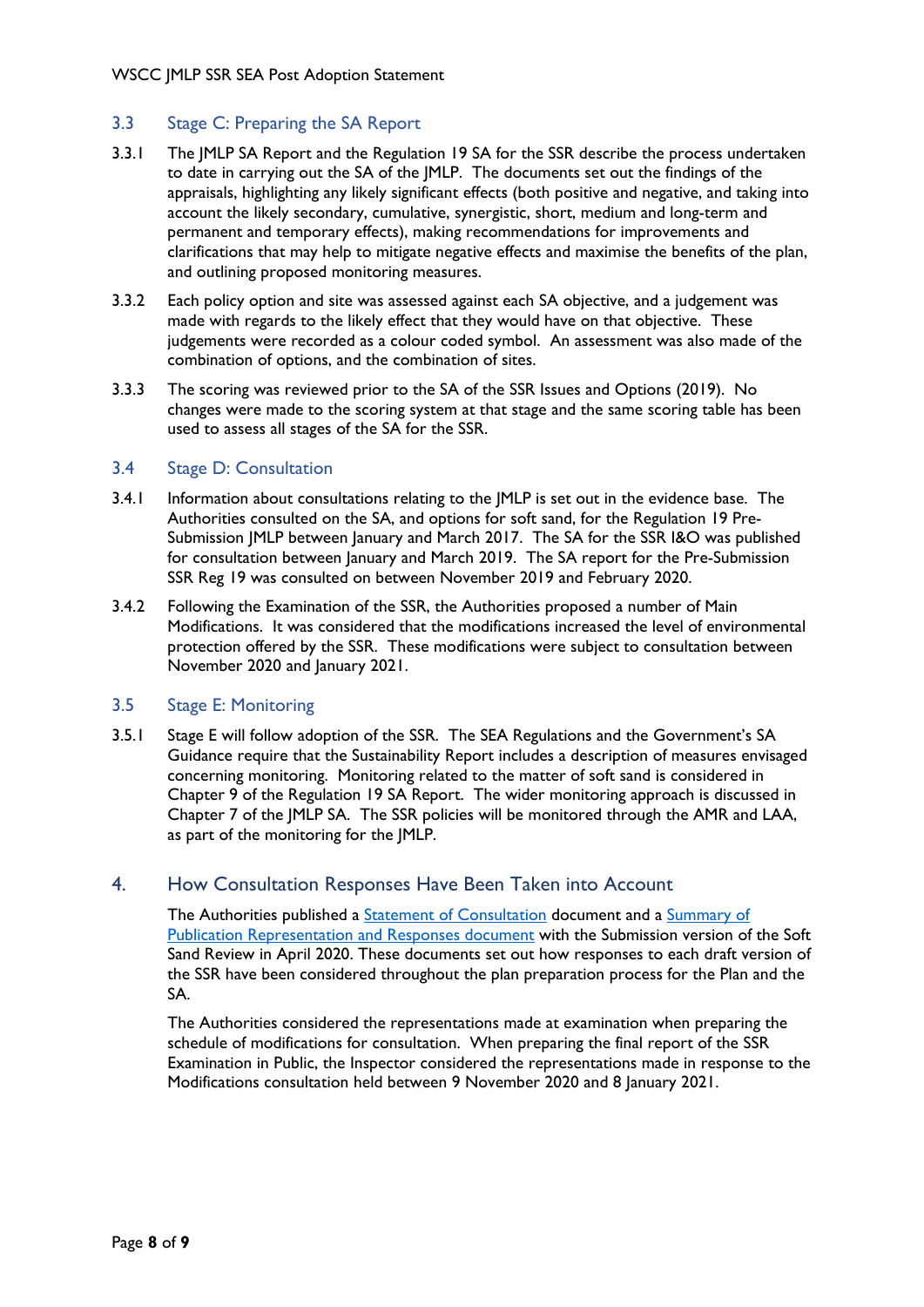### 3.3 Stage C: Preparing the SA Report

3.3.1 The JMLP SA Report and the Regulation 19 SA for the SSR describe the process undertaken to date in carrying out the SA of the JMLP. The documents set out the findings of the appraisals, highlighting any likely significant effects (both positive and negative, and taking into account the likely secondary, cumulative, synergistic, short, medium and long-term and permanent and temporary effects), making recommendations for improvements and clarifications that may help to mitigate negative effects and maximise the benefits of the plan, and outlining proposed monitoring measures.

3.3.2 Each policy option and site was assessed against each SA objective, and a judgement was made with regards to the likely effect that they would have on that objective. These judgements were recorded as a colour coded symbol. An assessment was also made of the combination of options, and the combination of sites.

3.3.3 The scoring was reviewed prior to the SA of the SSR Issues and Options (2019). No changes were made to the scoring system at that stage and the same scoring table has been used to assess all stages of the SA for the SSR.

### 3.4 Stage D: Consultation

3.4.1 Information about consultations relating to the JMLP is set out in the evidence base. The Authorities consulted on the SA, and options for soft sand, for the Regulation 19 Pre-Submission JMLP between January and March 2017. The SA for the SSR I&O was published for consultation between January and March 2019. The SA report for the Pre-Submission SSR Reg 19 was consulted on between November 2019 and February 2020.

3.4.2 Following the Examination of the SSR, the Authorities proposed a number of Main Modifications. It was considered that the modifications increased the level of environmental protection offered by the SSR. These modifications were subject to consultation between November 2020 and January 2021.

### 3.5 Stage E: Monitoring

3.5.1 Stage E will follow adoption of the SSR. The SEA Regulations and the Government's SA Guidance require that the Sustainability Report includes a description of measures envisaged concerning monitoring. Monitoring related to the matter of soft sand is considered in Chapter 9 of the Regulation 19 SA Report. The wider monitoring approach is discussed in Chapter 7 of the JMLP SA. The SSR policies will be monitored through the AMR and LAA, as part of the monitoring for the JMLP.

## 4. How Consultation Responses Have Been Taken into Account

The Authorities published a Statement of Consultation document and a Summary of Publication Representation and Responses document with the Submission version of the Soft Sand Review in April 2020. These documents set out how responses to each draft version of the SSR have been considered throughout the plan preparation process for the Plan and the SA.

The Authorities considered the representations made at examination when preparing the schedule of modifications for consultation. When preparing the final report of the SSR Examination in Public, the Inspector considered the representations made in response to the Modifications consultation held between 9 November 2020 and 8 January 2021.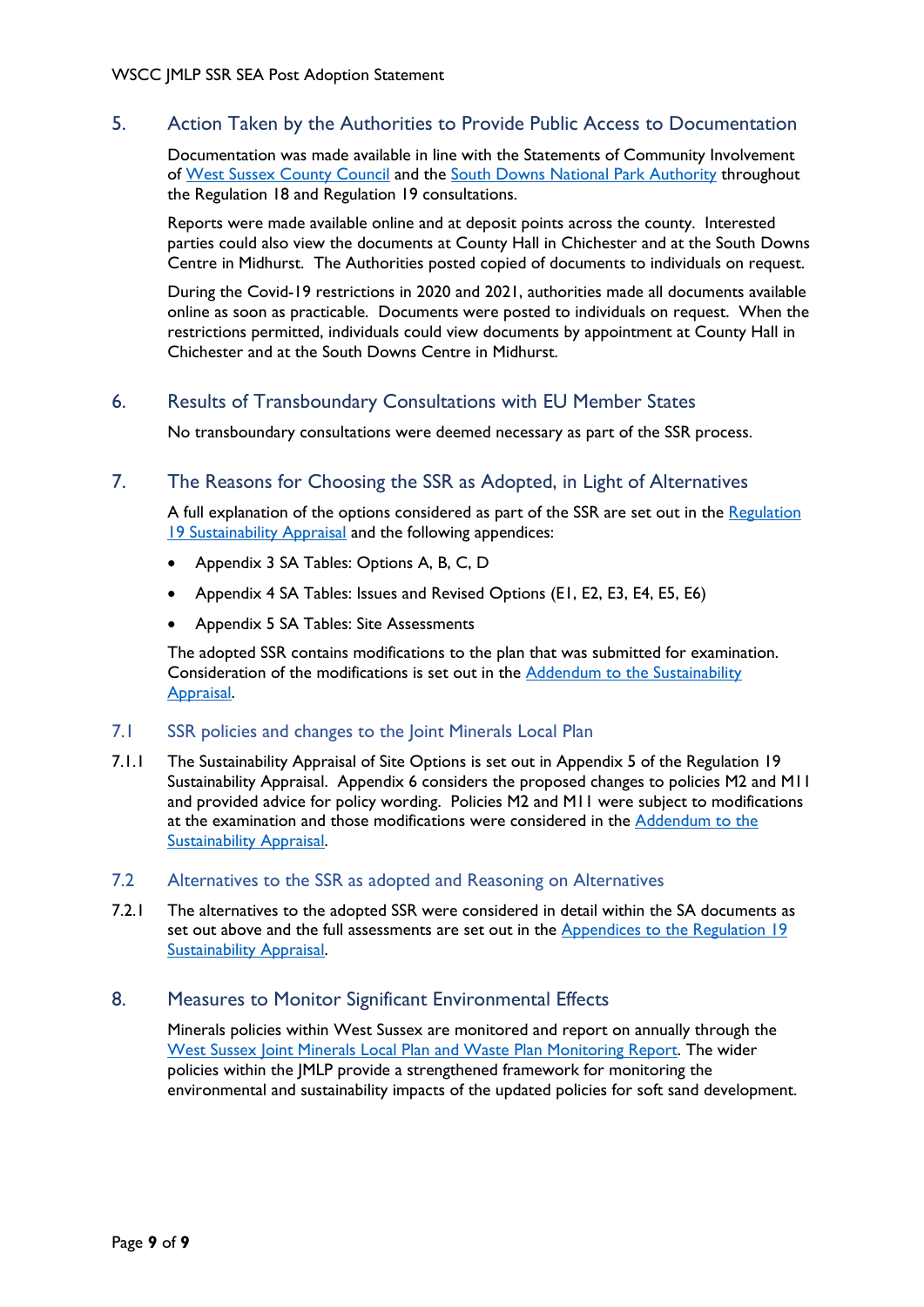## 5. Action Taken by the Authorities to Provide Public Access to Documentation

Documentation was made available in line with the Statements of Community Involvement of West Sussex County Council and the South Downs National Park Authority throughout the Regulation 18 and Regulation 19 consultations.

Reports were made available online and at deposit points across the county. Interested parties could also view the documents at County Hall in Chichester and at the South Downs Centre in Midhurst. The Authorities posted copied of documents to individuals on request.

During the Covid-19 restrictions in 2020 and 2021, authorities made all documents available online as soon as practicable. Documents were posted to individuals on request. When the restrictions permitted, individuals could view documents by appointment at County Hall in Chichester and at the South Downs Centre in Midhurst.

## 6. Results of Transboundary Consultations with EU Member States

No transboundary consultations were deemed necessary as part of the SSR process.

## 7. The Reasons for Choosing the SSR as Adopted, in Light of Alternatives

A full explanation of the options considered as part of the SSR are set out in the Regulation 19 Sustainability Appraisal and the following appendices:

- Appendix 3 SA Tables: Options A, B, C, D
- Appendix 4 SA Tables: Issues and Revised Options (E1, E2, E3, E4, E5, E6)
- Appendix 5 SA Tables: Site Assessments

The adopted SSR contains modifications to the plan that was submitted for examination. Consideration of the modifications is set out in the Addendum to the Sustainability Appraisal.

### 7.1 SSR policies and changes to the Joint Minerals Local Plan

7.1.1 The Sustainability Appraisal of Site Options is set out in Appendix 5 of the Regulation 19 Sustainability Appraisal. Appendix 6 considers the proposed changes to policies M2 and M11 and provided advice for policy wording. Policies M2 and M11 were subject to modifications at the examination and those modifications were considered in the Addendum to the Sustainability Appraisal.

### 7.2 Alternatives to the SSR as adopted and Reasoning on Alternatives

7.2.1 The alternatives to the adopted SSR were considered in detail within the SA documents as set out above and the full assessments are set out in the Appendices to the Regulation 19 Sustainability Appraisal.

## 8. Measures to Monitor Significant Environmental Effects

Minerals policies within West Sussex are monitored and report on annually through the West Sussex Joint Minerals Local Plan and Waste Plan Monitoring Report. The wider policies within the JMLP provide a strengthened framework for monitoring the environmental and sustainability impacts of the updated policies for soft sand development.